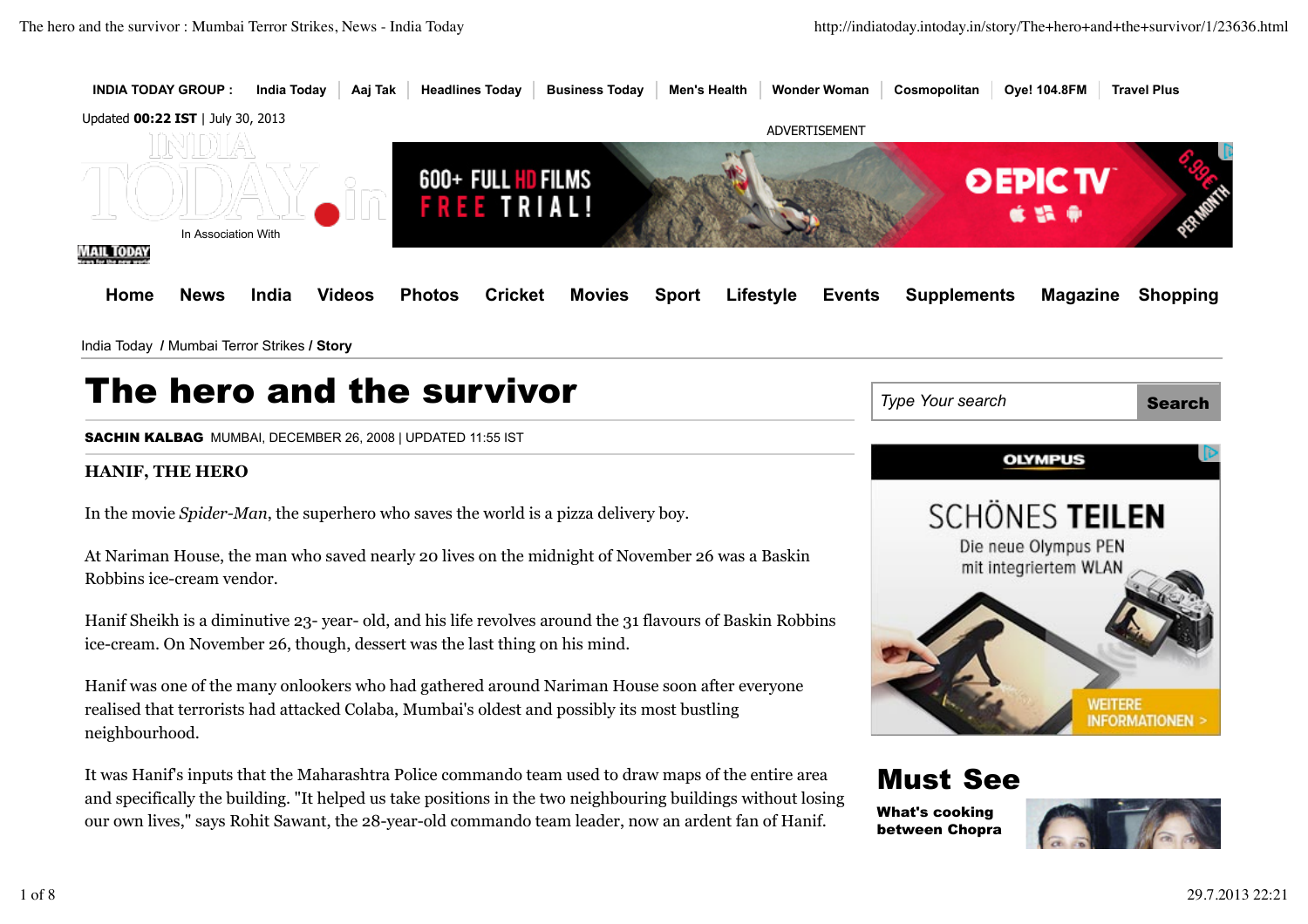# The hero and the survivor

**SACHIN KALBAG** MUMBAI, DECEMBER 26, 2008 | UPDATED 11:55 IST

**HANIF, THE HERO**

In the movie *Spider-Man*, the superhero who saves the world is a pizza delivery boy.

At Nariman House, the man who saved nearly 20 lives on the midnight of November 26 was a Baskin Robbins ice-cream vendor.

Hanif Sheikh is a diminutive 23- year- old, and his life revolves around the 31 flavours of Baskin Robbins ice-cream. On November 26, though, dessert was the last thing on his mind.

Hanif was one of the many onlookers who had gathered around Nariman House soon after everyone realised that terrorists had attacked Colaba, Mumbai's oldest and possibly its most bustling neighbourhood.

It was Hanif's inputs that the Maharashtra Police commando team used to draw maps of the entire area and specifically the building. "It helped us take positions in the two neighbouring buildings without losing our own lives," says Rohit Sawant, the 28-year-old commando team leader, now an ardent fan of Hanif.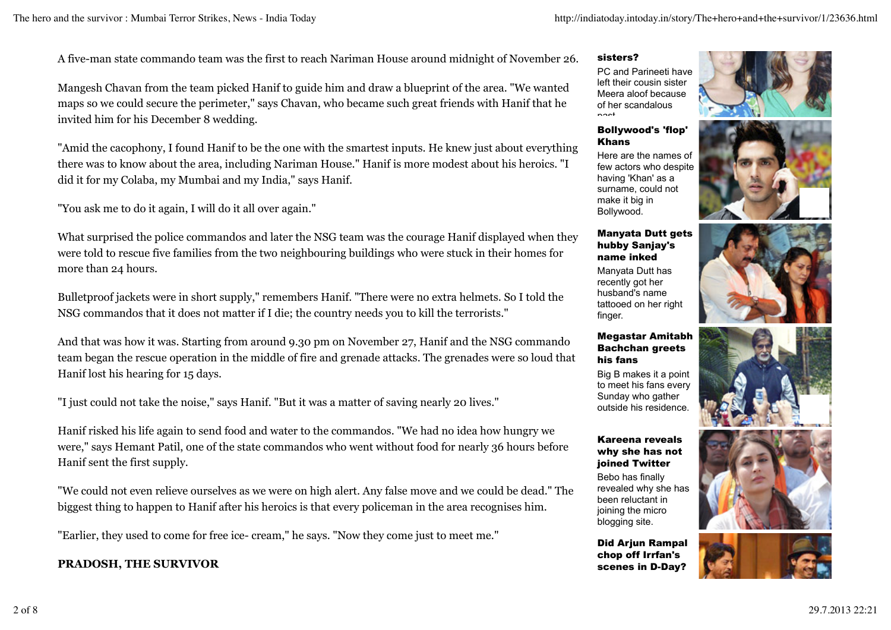A five-man state commando team was the first to reach Nariman House around midnight of November 26.

Mangesh Chavan from the team picked Hanif to guide him and draw a blueprint of the area. "We wanted maps so we could secure the perimeter," says Chavan, who became such great friends with Hanif that he invited him for his December 8 wedding.

"Amid the cacophony, I found Hanif to be the one with the smartest inputs. He knew just about everything there was to know about the area, including Nariman House." Hanif is more modest about his heroics. "I did it for my Colaba, my Mumbai and my India," says Hanif.

"You ask me to do it again, I will do it all over again."

What surprised the police commandos and later the NSG team was the courage Hanif displayed when they were told to rescue five families from the two neighbouring buildings who were stuck in their homes for more than 24 hours.

Bulletproof jackets were in short supply," remembers Hanif. "There were no extra helmets. So I told the NSG commandos that it does not matter if I die; the country needs you to kill the terrorists."

And that was how it was. Starting from around 9.30 pm on November 27, Hanif and the NSG commando team began the rescue operation in the middle of fire and grenade attacks. The grenades were so loud that Hanif lost his hearing for 15 days.

"I just could not take the noise," says Hanif. "But it was a matter of saving nearly 20 lives."

Hanif risked his life again to send food and water to the commandos. "We had no idea how hungry we were," says Hemant Patil, one of the state commandos who went without food for nearly 36 hours before Hanif sent the first supply.

"We could not even relieve ourselves as we were on high alert. Any false move and we could be dead." The biggest thing to happen to Hanif after his heroics is that every policeman in the area recognises him.

"Earlier, they used to come for free ice- cream," he says. "Now they come just to meet me."

**PRADOSH, THE SURVIVOR**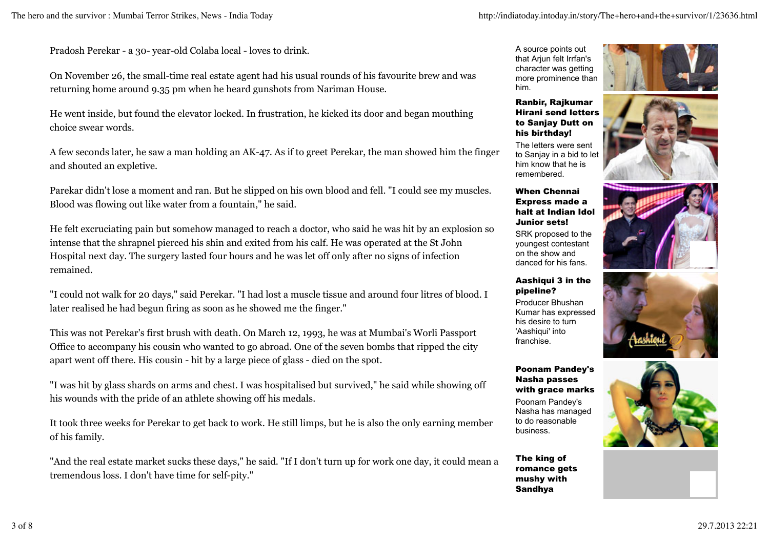Pradosh Perekar - a 30- year-old Colaba local - loves to drink.

On November 26, the small-time real estate agent had his usual rounds of his favourite brew and was returning home around 9.35 pm when he heard gunshots from Nariman House.

He went inside, but found the elevator locked. In frustration, he kicked its door and began mouthing choice swear words.

A few seconds later, he saw a man holding an AK-47. As if to greet Perekar, the man showed him the finger and shouted an expletive.

Parekar didn't lose a moment and ran. But he slipped on his own blood and fell. "I could see my muscles. Blood was flowing out like water from a fountain," he said.

He felt excruciating pain but somehow managed to reach a doctor, who said he was hit by an explosion so intense that the shrapnel pierced his shin and exited from his calf. He was operated at the St John Hospital next day. The surgery lasted four hours and he was let off only after no signs of infection remained.

"I could not walk for 20 days," said Perekar. "I had lost a muscle tissue and around four litres of blood. I later realised he had begun firing as soon as he showed me the finger."

This was not Perekar's first brush with death. On March 12, 1993, he was at Mumbai's Worli Passport Office to accompany his cousin who wanted to go abroad. One of the seven bombs that ripped the city apart went off there. His cousin - hit by a large piece of glass - died on the spot.

"I was hit by glass shards on arms and chest. I was hospitalised but survived," he said while showing off his wounds with the pride of an athlete showing off his medals.

It took three weeks for Perekar to get back to work. He still limps, but he is also the only earning member of his family.

"And the real estate market sucks these days," he said. "If I don't turn up for work one day, it could mean a tremendous loss. I don't have time for self-pity."

A source points out that Arjun felt Irrfan's character was getting more prominence than him.

**Ranbir, Rajkumar Hirani send letters to Sanjay Dutt on his birthday!**

The letters were sent to Sanjay in a bid to let him know that he is remembered.

**When Chennai Express made a halt at Indian Idol Junior sets!**

SRK proposed to the youngest contestant on the show and danced for his fans.

**Aashiqui 3 in the pipeline?**

Producer Bhushan Kumar has expressed his desire to turn 'Aashiqui' into franchise.

**Poonam Pandey's Nasha passes with grace marks**

Poonam Pandey's Nasha has managed to do reasonable business.

**The king of romance gets mushy with Sandhya**